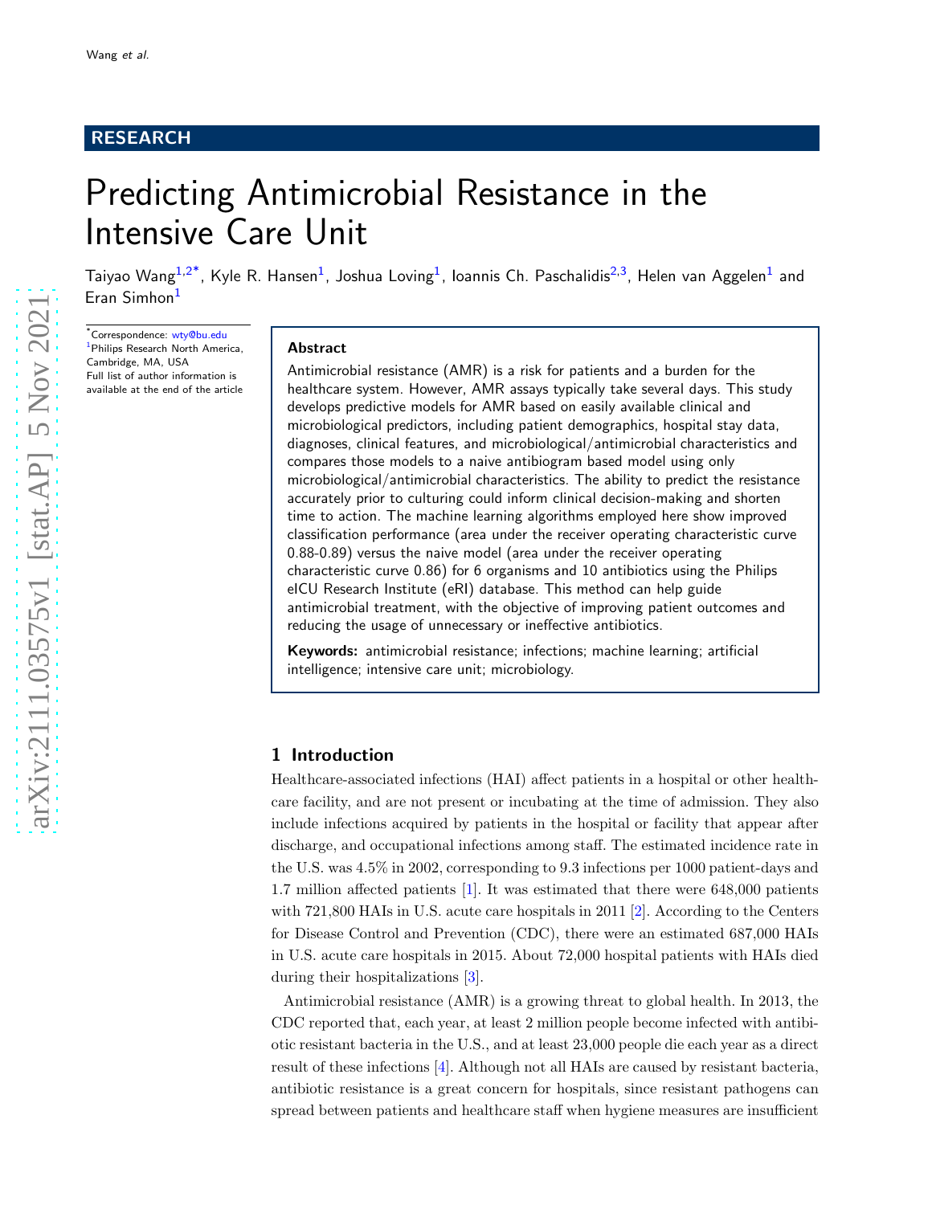RESEARCH

# Predicting Antimicrobial Resistance in the Intensive Care Unit

Taiyao Wang[1,2*], Kyle R. Hansen[1], Joshua Loving[1], Ioannis Ch. Paschalidis[2,3], Helen van Aggelen[1] and Eran Simhon[1]

*Correspondence: wty@bu.edu
[1]Philips Research North America, Cambridge, MA, USA
Full list of author information is available at the end of the article

## Abstract

Antimicrobial resistance (AMR) is a risk for patients and a burden for the healthcare system. However, AMR assays typically take several days. This study develops predictive models for AMR based on easily available clinical and microbiological predictors, including patient demographics, hospital stay data, diagnoses, clinical features, and microbiological/antimicrobial characteristics and compares those models to a naive antibiogram based model using only microbiological/antimicrobial characteristics. The ability to predict the resistance accurately prior to culturing could inform clinical decision-making and shorten time to action. The machine learning algorithms employed here show improved classification performance (area under the receiver operating characteristic curve 0.88-0.89) versus the naive model (area under the receiver operating characteristic curve 0.86) for 6 organisms and 10 antibiotics using the Philips eICU Research Institute (eRI) database. This method can help guide antimicrobial treatment, with the objective of improving patient outcomes and reducing the usage of unnecessary or ineffective antibiotics.

**Keywords:** antimicrobial resistance; infections; machine learning; artificial intelligence; intensive care unit; microbiology.

## 1 Introduction

Healthcare-associated infections (HAI) affect patients in a hospital or other healthcare facility, and are not present or incubating at the time of admission. They also include infections acquired by patients in the hospital or facility that appear after discharge, and occupational infections among staff. The estimated incidence rate in the U.S. was 4.5% in 2002, corresponding to 9.3 infections per 1000 patient-days and 1.7 million affected patients [1]. It was estimated that there were 648,000 patients with 721,800 HAIs in U.S. acute care hospitals in 2011 [2]. According to the Centers for Disease Control and Prevention (CDC), there were an estimated 687,000 HAIs in U.S. acute care hospitals in 2015. About 72,000 hospital patients with HAIs died during their hospitalizations [3].

Antimicrobial resistance (AMR) is a growing threat to global health. In 2013, the CDC reported that, each year, at least 2 million people become infected with antibiotic resistant bacteria in the U.S., and at least 23,000 people die each year as a direct result of these infections [4]. Although not all HAIs are caused by resistant bacteria, antibiotic resistance is a great concern for hospitals, since resistant pathogens can spread between patients and healthcare staff when hygiene measures are insufficient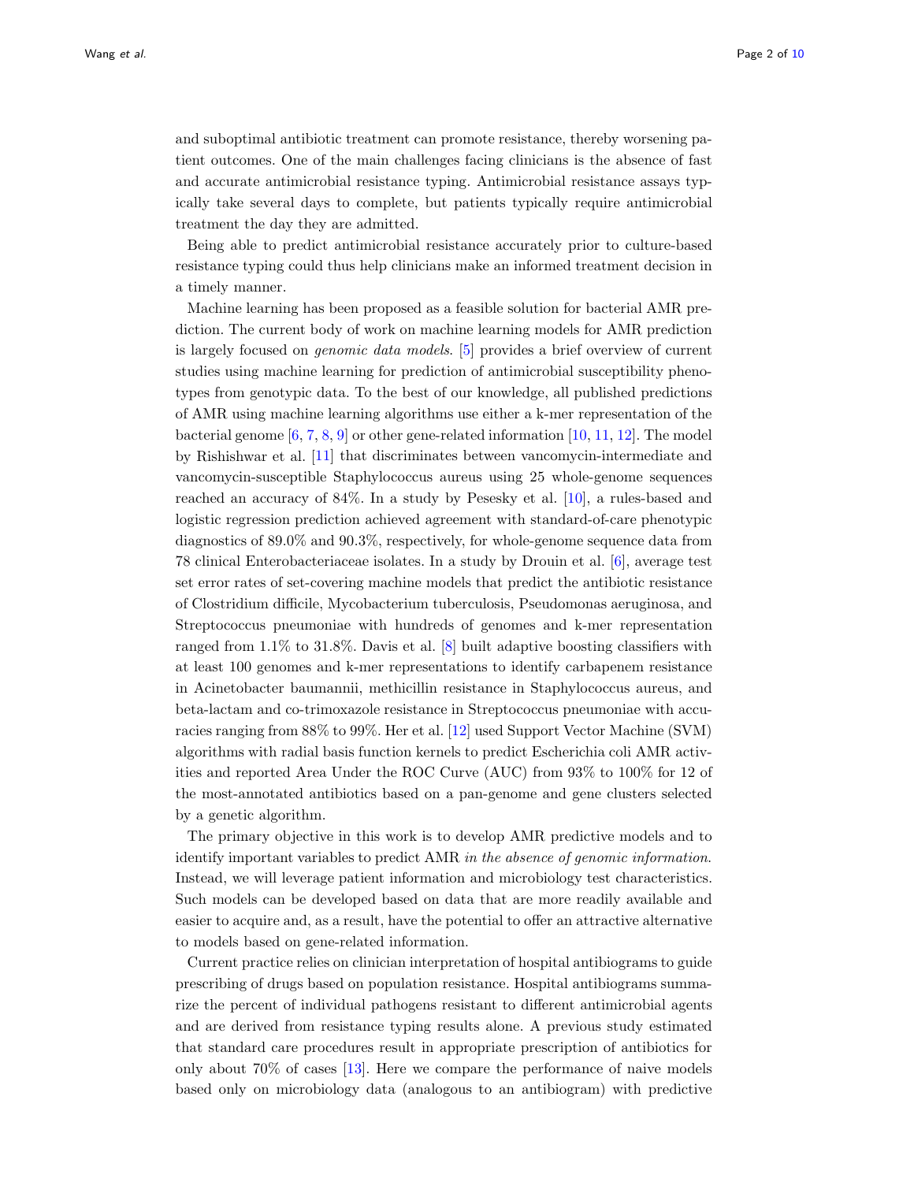and suboptimal antibiotic treatment can promote resistance, thereby worsening patient outcomes. One of the main challenges facing clinicians is the absence of fast and accurate antimicrobial resistance typing. Antimicrobial resistance assays typically take several days to complete, but patients typically require antimicrobial treatment the day they are admitted.

Being able to predict antimicrobial resistance accurately prior to culture-based resistance typing could thus help clinicians make an informed treatment decision in a timely manner.

Machine learning has been proposed as a feasible solution for bacterial AMR prediction. The current body of work on machine learning models for AMR prediction is largely focused on *genomic data models*. [5] provides a brief overview of current studies using machine learning for prediction of antimicrobial susceptibility phenotypes from genotypic data. To the best of our knowledge, all published predictions of AMR using machine learning algorithms use either a k-mer representation of the bacterial genome [6, 7, 8, 9] or other gene-related information [10, 11, 12]. The model by Rishishwar et al. [11] that discriminates between vancomycin-intermediate and vancomycin-susceptible Staphylococcus aureus using 25 whole-genome sequences reached an accuracy of 84%. In a study by Pesesky et al. [10], a rules-based and logistic regression prediction achieved agreement with standard-of-care phenotypic diagnostics of 89.0% and 90.3%, respectively, for whole-genome sequence data from 78 clinical Enterobacteriaceae isolates. In a study by Drouin et al. [6], average test set error rates of set-covering machine models that predict the antibiotic resistance of Clostridium difficile, Mycobacterium tuberculosis, Pseudomonas aeruginosa, and Streptococcus pneumoniae with hundreds of genomes and k-mer representation ranged from 1.1% to 31.8%. Davis et al. [8] built adaptive boosting classifiers with at least 100 genomes and k-mer representations to identify carbapenem resistance in Acinetobacter baumannii, methicillin resistance in Staphylococcus aureus, and beta-lactam and co-trimoxazole resistance in Streptococcus pneumoniae with accuracies ranging from 88% to 99%. Her et al. [12] used Support Vector Machine (SVM) algorithms with radial basis function kernels to predict Escherichia coli AMR activities and reported Area Under the ROC Curve (AUC) from 93% to 100% for 12 of the most-annotated antibiotics based on a pan-genome and gene clusters selected by a genetic algorithm.

The primary objective in this work is to develop AMR predictive models and to identify important variables to predict AMR *in the absence of genomic information*. Instead, we will leverage patient information and microbiology test characteristics. Such models can be developed based on data that are more readily available and easier to acquire and, as a result, have the potential to offer an attractive alternative to models based on gene-related information.

Current practice relies on clinician interpretation of hospital antibiograms to guide prescribing of drugs based on population resistance. Hospital antibiograms summarize the percent of individual pathogens resistant to different antimicrobial agents and are derived from resistance typing results alone. A previous study estimated that standard care procedures result in appropriate prescription of antibiotics for only about 70% of cases [13]. Here we compare the performance of naive models based only on microbiology data (analogous to an antibiogram) with predictive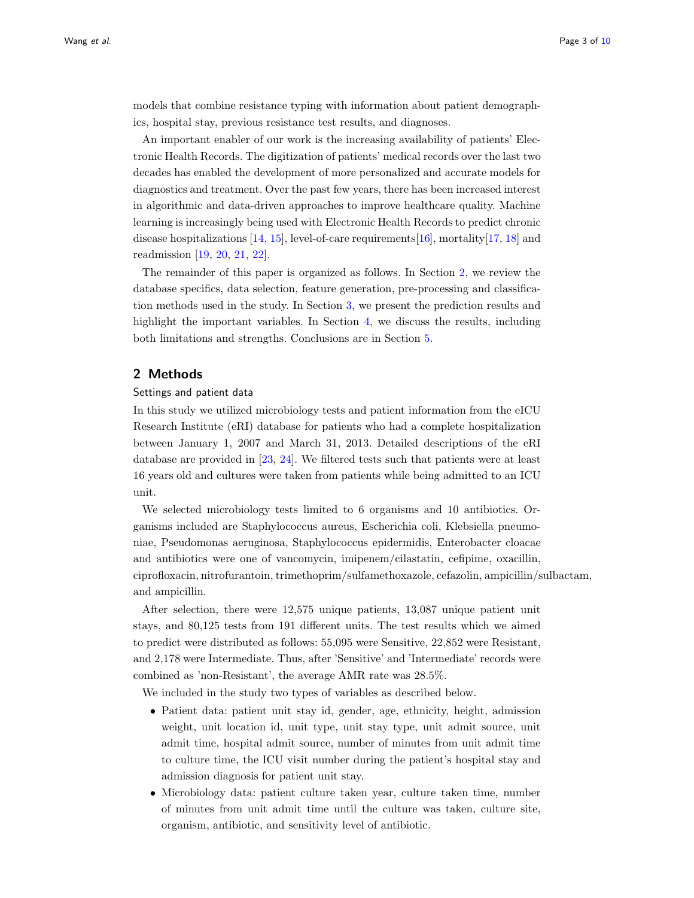models that combine resistance typing with information about patient demographics, hospital stay, previous resistance test results, and diagnoses.

An important enabler of our work is the increasing availability of patients' Electronic Health Records. The digitization of patients' medical records over the last two decades has enabled the development of more personalized and accurate models for diagnostics and treatment. Over the past few years, there has been increased interest in algorithmic and data-driven approaches to improve healthcare quality. Machine learning is increasingly being used with Electronic Health Records to predict chronic disease hospitalizations [14, 15], level-of-care requirements[16], mortality[17, 18] and readmission [19, 20, 21, 22].

The remainder of this paper is organized as follows. In Section 2, we review the database specifics, data selection, feature generation, pre-processing and classification methods used in the study. In Section 3, we present the prediction results and highlight the important variables. In Section 4, we discuss the results, including both limitations and strengths. Conclusions are in Section 5.

## 2 Methods

### Settings and patient data

In this study we utilized microbiology tests and patient information from the eICU Research Institute (eRI) database for patients who had a complete hospitalization between January 1, 2007 and March 31, 2013. Detailed descriptions of the eRI database are provided in [23, 24]. We filtered tests such that patients were at least 16 years old and cultures were taken from patients while being admitted to an ICU unit.

We selected microbiology tests limited to 6 organisms and 10 antibiotics. Organisms included are Staphylococcus aureus, Escherichia coli, Klebsiella pneumoniae, Pseudomonas aeruginosa, Staphylococcus epidermidis, Enterobacter cloacae and antibiotics were one of vancomycin, imipenem/cilastatin, cefipime, oxacillin, ciprofloxacin, nitrofurantoin, trimethoprim/sulfamethoxazole, cefazolin, ampicillin/sulbactam, and ampicillin.

After selection, there were 12,575 unique patients, 13,087 unique patient unit stays, and 80,125 tests from 191 different units. The test results which we aimed to predict were distributed as follows: 55,095 were Sensitive, 22,852 were Resistant, and 2,178 were Intermediate. Thus, after 'Sensitive' and 'Intermediate' records were combined as 'non-Resistant', the average AMR rate was 28.5%.

We included in the study two types of variables as described below.

- Patient data: patient unit stay id, gender, age, ethnicity, height, admission weight, unit location id, unit type, unit stay type, unit admit source, unit admit time, hospital admit source, number of minutes from unit admit time to culture time, the ICU visit number during the patient's hospital stay and admission diagnosis for patient unit stay.
- Microbiology data: patient culture taken year, culture taken time, number of minutes from unit admit time until the culture was taken, culture site, organism, antibiotic, and sensitivity level of antibiotic.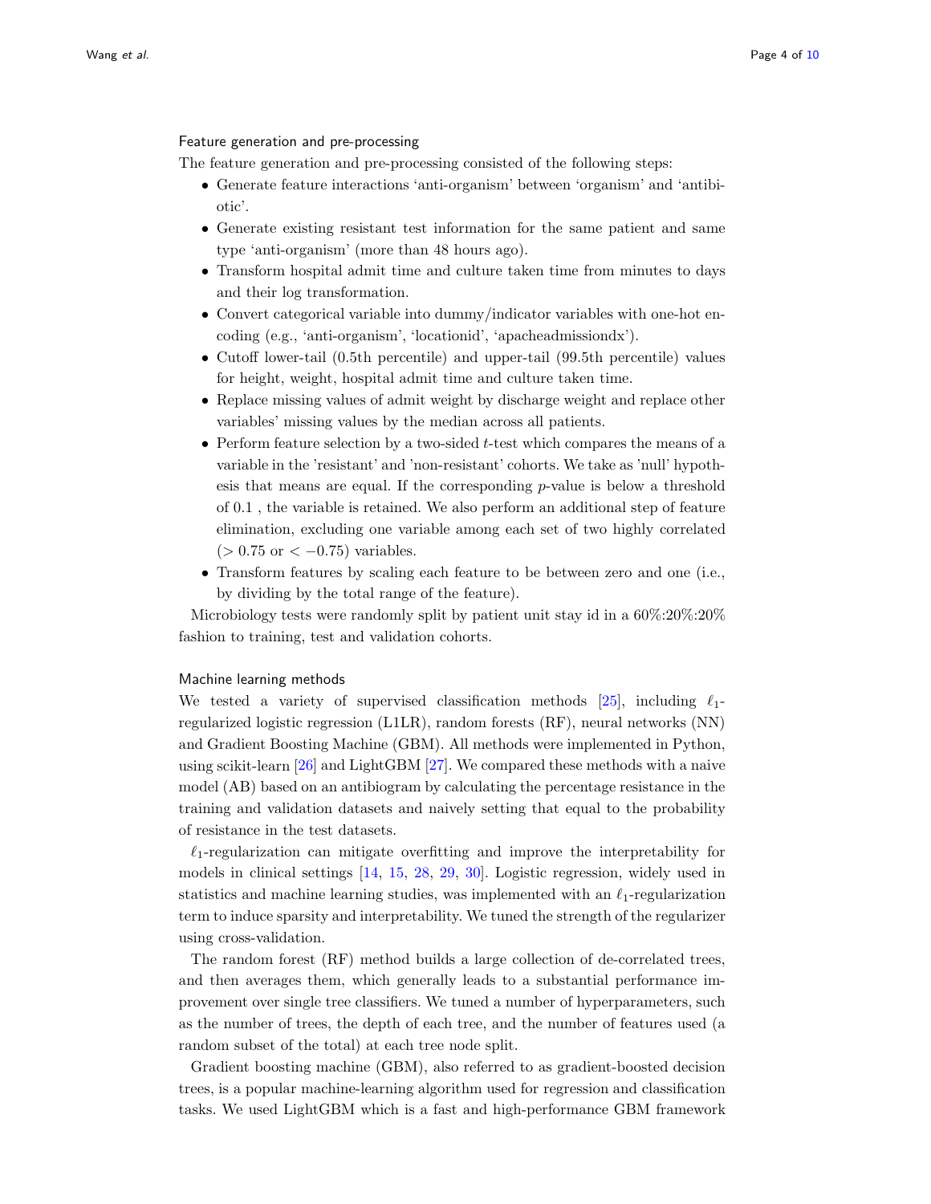### Feature generation and pre-processing

The feature generation and pre-processing consisted of the following steps:

- Generate feature interactions 'anti-organism' between 'organism' and 'antibiotic'.
- Generate existing resistant test information for the same patient and same type 'anti-organism' (more than 48 hours ago).
- Transform hospital admit time and culture taken time from minutes to days and their log transformation.
- Convert categorical variable into dummy/indicator variables with one-hot encoding (e.g., 'anti-organism', 'locationid', 'apacheadmissiondx').
- Cutoff lower-tail (0.5th percentile) and upper-tail (99.5th percentile) values for height, weight, hospital admit time and culture taken time.
- Replace missing values of admit weight by discharge weight and replace other variables' missing values by the median across all patients.
- Perform feature selection by a two-sided $t$-test which compares the means of a variable in the 'resistant' and 'non-resistant' cohorts. We take as 'null' hypothesis that means are equal. If the corresponding $p$-value is below a threshold of 0.1 , the variable is retained. We also perform an additional step of feature elimination, excluding one variable among each set of two highly correlated ($> 0.75$ or $< -0.75$) variables.
- Transform features by scaling each feature to be between zero and one (i.e., by dividing by the total range of the feature).

Microbiology tests were randomly split by patient unit stay id in a 60%:20%:20% fashion to training, test and validation cohorts.

### Machine learning methods

We tested a variety of supervised classification methods [25], including $\ell_1$-regularized logistic regression (L1LR), random forests (RF), neural networks (NN) and Gradient Boosting Machine (GBM). All methods were implemented in Python, using scikit-learn [26] and LightGBM [27]. We compared these methods with a naive model (AB) based on an antibiogram by calculating the percentage resistance in the training and validation datasets and naively setting that equal to the probability of resistance in the test datasets.

$\ell_1$-regularization can mitigate overfitting and improve the interpretability for models in clinical settings [14, 15, 28, 29, 30]. Logistic regression, widely used in statistics and machine learning studies, was implemented with an $\ell_1$-regularization term to induce sparsity and interpretability. We tuned the strength of the regularizer using cross-validation.

The random forest (RF) method builds a large collection of de-correlated trees, and then averages them, which generally leads to a substantial performance improvement over single tree classifiers. We tuned a number of hyperparameters, such as the number of trees, the depth of each tree, and the number of features used (a random subset of the total) at each tree node split.

Gradient boosting machine (GBM), also referred to as gradient-boosted decision trees, is a popular machine-learning algorithm used for regression and classification tasks. We used LightGBM which is a fast and high-performance GBM framework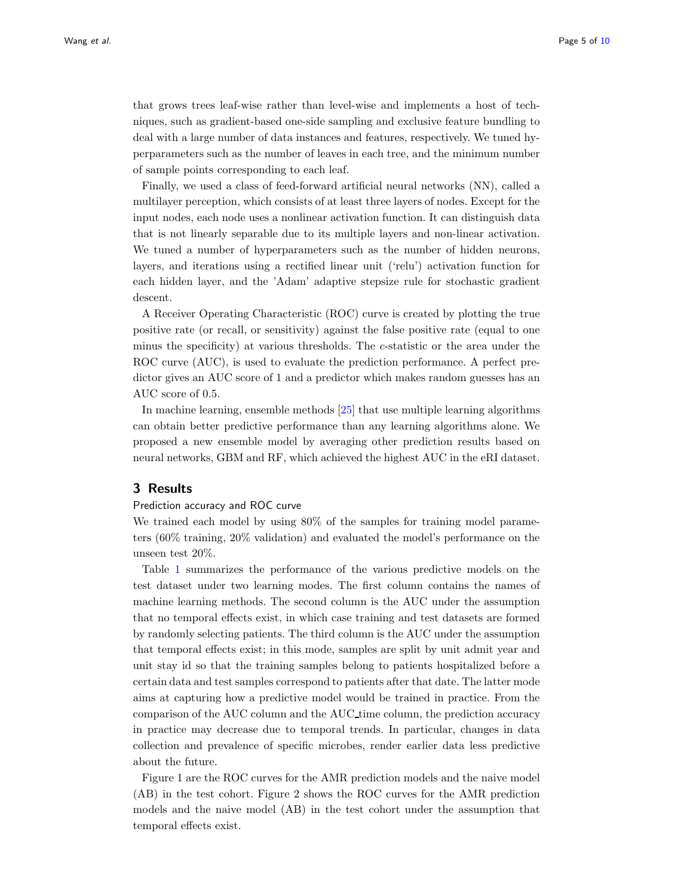that grows trees leaf-wise rather than level-wise and implements a host of techniques, such as gradient-based one-side sampling and exclusive feature bundling to deal with a large number of data instances and features, respectively. We tuned hyperparameters such as the number of leaves in each tree, and the minimum number of sample points corresponding to each leaf.

Finally, we used a class of feed-forward artificial neural networks (NN), called a multilayer perception, which consists of at least three layers of nodes. Except for the input nodes, each node uses a nonlinear activation function. It can distinguish data that is not linearly separable due to its multiple layers and non-linear activation. We tuned a number of hyperparameters such as the number of hidden neurons, layers, and iterations using a rectified linear unit ('relu') activation function for each hidden layer, and the 'Adam' adaptive stepsize rule for stochastic gradient descent.

A Receiver Operating Characteristic (ROC) curve is created by plotting the true positive rate (or recall, or sensitivity) against the false positive rate (equal to one minus the specificity) at various thresholds. The *c*-statistic or the area under the ROC curve (AUC), is used to evaluate the prediction performance. A perfect predictor gives an AUC score of 1 and a predictor which makes random guesses has an AUC score of 0.5.

In machine learning, ensemble methods [25] that use multiple learning algorithms can obtain better predictive performance than any learning algorithms alone. We proposed a new ensemble model by averaging other prediction results based on neural networks, GBM and RF, which achieved the highest AUC in the eRI dataset.

## 3 Results

### Prediction accuracy and ROC curve

We trained each model by using 80% of the samples for training model parameters (60% training, 20% validation) and evaluated the model's performance on the unseen test 20%.

Table 1 summarizes the performance of the various predictive models on the test dataset under two learning modes. The first column contains the names of machine learning methods. The second column is the AUC under the assumption that no temporal effects exist, in which case training and test datasets are formed by randomly selecting patients. The third column is the AUC under the assumption that temporal effects exist; in this mode, samples are split by unit admit year and unit stay id so that the training samples belong to patients hospitalized before a certain data and test samples correspond to patients after that date. The latter mode aims at capturing how a predictive model would be trained in practice. From the comparison of the AUC column and the AUC_time column, the prediction accuracy in practice may decrease due to temporal trends. In particular, changes in data collection and prevalence of specific microbes, render earlier data less predictive about the future.

Figure 1 are the ROC curves for the AMR prediction models and the naive model (AB) in the test cohort. Figure 2 shows the ROC curves for the AMR prediction models and the naive model (AB) in the test cohort under the assumption that temporal effects exist.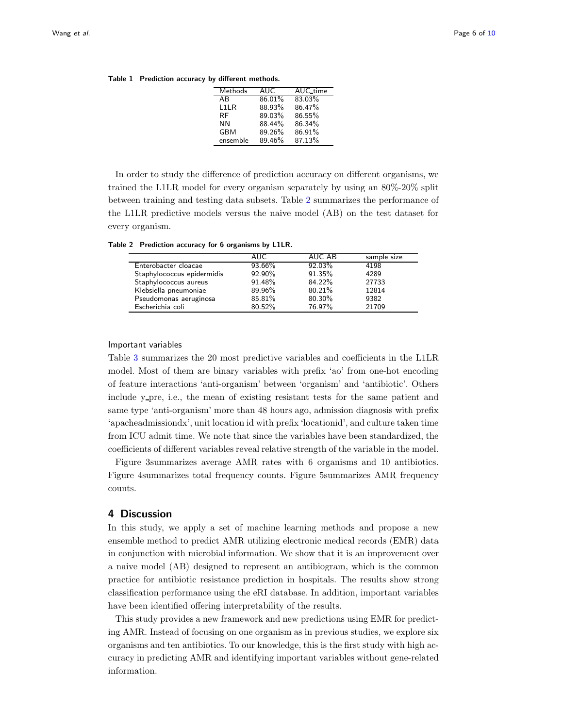**Table 1 Prediction accuracy by different methods.**

| Methods | AUC | AUC_time |
|---|---|---|
| AB | 86.01% | 83.03% |
| L1LR | 88.93% | 86.47% |
| RF | 89.03% | 86.55% |
| NN | 88.44% | 86.34% |
| GBM | 89.26% | 86.91% |
| ensemble | 89.46% | 87.13% |

In order to study the difference of prediction accuracy on different organisms, we trained the L1LR model for every organism separately by using an 80%-20% split between training and testing data subsets. Table 2 summarizes the performance of the L1LR predictive models versus the naive model (AB) on the test dataset for every organism.

**Table 2 Prediction accuracy for 6 organisms by L1LR.**

| | AUC | AUC AB | sample size |
|---|---|---|---|
| Enterobacter cloacae | 93.66% | 92.03% | 4198 |
| Staphylococcus epidermidis | 92.90% | 91.35% | 4289 |
| Staphylococcus aureus | 91.48% | 84.22% | 27733 |
| Klebsiella pneumoniae | 89.96% | 80.21% | 12814 |
| Pseudomonas aeruginosa | 85.81% | 80.30% | 9382 |
| Escherichia coli | 80.52% | 76.97% | 21709 |

### Important variables

Table 3 summarizes the 20 most predictive variables and coefficients in the L1LR model. Most of them are binary variables with prefix 'ao' from one-hot encoding of feature interactions 'anti-organism' between 'organism' and 'antibiotic'. Others include y_pre, i.e., the mean of existing resistant tests for the same patient and same type 'anti-organism' more than 48 hours ago, admission diagnosis with prefix 'apacheadmissiondx', unit location id with prefix 'locationid', and culture taken time from ICU admit time. We note that since the variables have been standardized, the coefficients of different variables reveal relative strength of the variable in the model.

Figure 3summarizes average AMR rates with 6 organisms and 10 antibiotics. Figure 4summarizes total frequency counts. Figure 5summarizes AMR frequency counts.

## 4 Discussion

In this study, we apply a set of machine learning methods and propose a new ensemble method to predict AMR utilizing electronic medical records (EMR) data in conjunction with microbial information. We show that it is an improvement over a naive model (AB) designed to represent an antibiogram, which is the common practice for antibiotic resistance prediction in hospitals. The results show strong classification performance using the eRI database. In addition, important variables have been identified offering interpretability of the results.

This study provides a new framework and new predictions using EMR for predicting AMR. Instead of focusing on one organism as in previous studies, we explore six organisms and ten antibiotics. To our knowledge, this is the first study with high accuracy in predicting AMR and identifying important variables without gene-related information.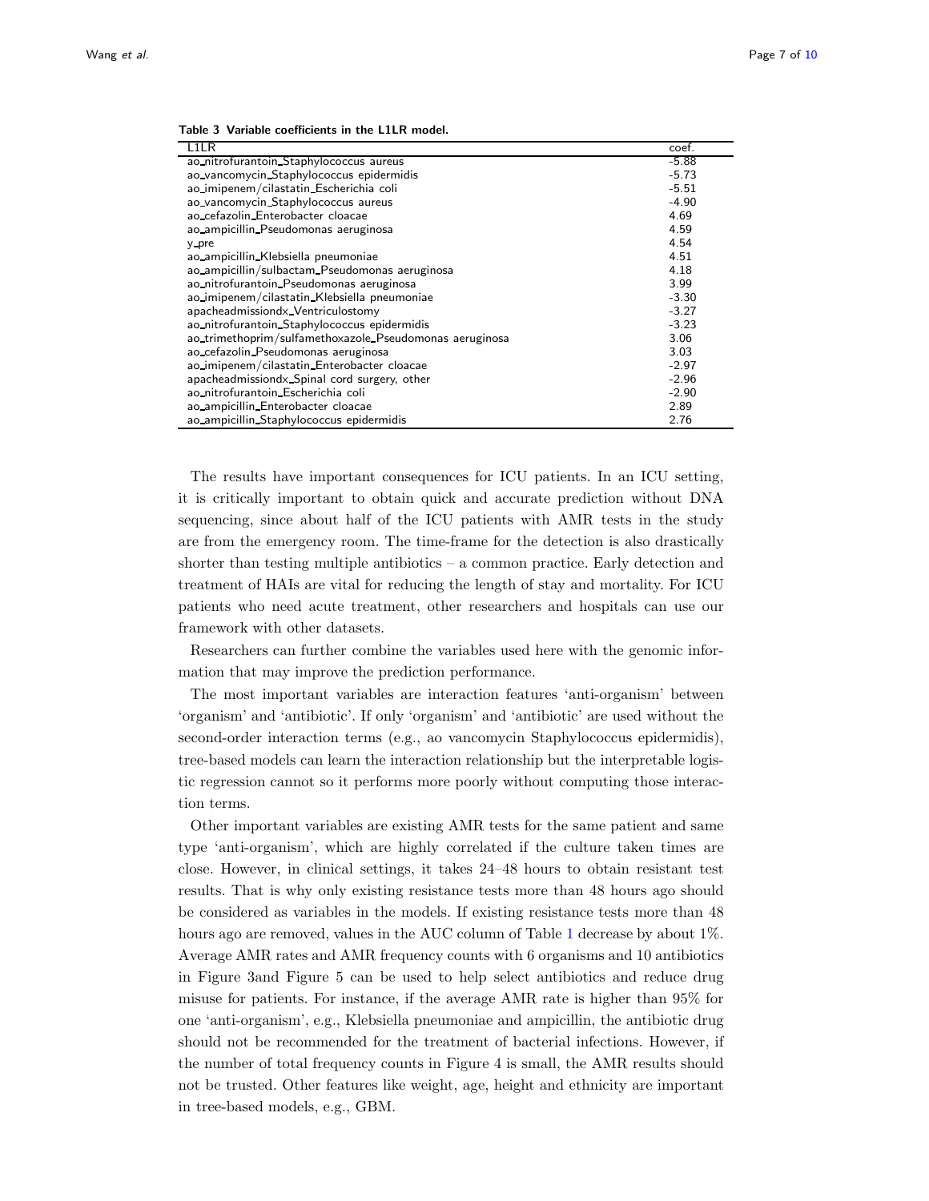**Table 3 Variable coefficients in the L1LR model.**

| L1LR | coef. |
|---|---|
| ao_nitrofurantoin_Staphylococcus aureus | -5.88 |
| ao_vancomycin_Staphylococcus epidermidis | -5.73 |
| ao_imipenem/cilastatin_Escherichia coli | -5.51 |
| ao_vancomycin_Staphylococcus aureus | -4.90 |
| ao_cefazolin_Enterobacter cloacae | 4.69 |
| ao_ampicillin_Pseudomonas aeruginosa | 4.59 |
| y_pre | 4.54 |
| ao_ampicillin_Klebsiella pneumoniae | 4.51 |
| ao_ampicillin/sulbactam_Pseudomonas aeruginosa | 4.18 |
| ao_nitrofurantoin_Pseudomonas aeruginosa | 3.99 |
| ao_imipenem/cilastatin_Klebsiella pneumoniae | -3.30 |
| apacheadmissiondx_Ventriculostomy | -3.27 |
| ao_nitrofurantoin_Staphylococcus epidermidis | -3.23 |
| ao_trimethoprim/sulfamethoxazole_Pseudomonas aeruginosa | 3.06 |
| ao_cefazolin_Pseudomonas aeruginosa | 3.03 |
| ao_imipenem/cilastatin_Enterobacter cloacae | -2.97 |
| apacheadmissiondx_Spinal cord surgery, other | -2.96 |
| ao_nitrofurantoin_Escherichia coli | -2.90 |
| ao_ampicillin_Enterobacter cloacae | 2.89 |
| ao_ampicillin_Staphylococcus epidermidis | 2.76 |

The results have important consequences for ICU patients. In an ICU setting, it is critically important to obtain quick and accurate prediction without DNA sequencing, since about half of the ICU patients with AMR tests in the study are from the emergency room. The time-frame for the detection is also drastically shorter than testing multiple antibiotics – a common practice. Early detection and treatment of HAIs are vital for reducing the length of stay and mortality. For ICU patients who need acute treatment, other researchers and hospitals can use our framework with other datasets.

Researchers can further combine the variables used here with the genomic information that may improve the prediction performance.

The most important variables are interaction features 'anti-organism' between 'organism' and 'antibiotic'. If only 'organism' and 'antibiotic' are used without the second-order interaction terms (e.g., ao vancomycin Staphylococcus epidermidis), tree-based models can learn the interaction relationship but the interpretable logistic regression cannot so it performs more poorly without computing those interaction terms.

Other important variables are existing AMR tests for the same patient and same type 'anti-organism', which are highly correlated if the culture taken times are close. However, in clinical settings, it takes 24–48 hours to obtain resistant test results. That is why only existing resistance tests more than 48 hours ago should be considered as variables in the models. If existing resistance tests more than 48 hours ago are removed, values in the AUC column of Table 1 decrease by about 1%. Average AMR rates and AMR frequency counts with 6 organisms and 10 antibiotics in Figure 3and Figure 5 can be used to help select antibiotics and reduce drug misuse for patients. For instance, if the average AMR rate is higher than 95% for one 'anti-organism', e.g., Klebsiella pneumoniae and ampicillin, the antibiotic drug should not be recommended for the treatment of bacterial infections. However, if the number of total frequency counts in Figure 4 is small, the AMR results should not be trusted. Other features like weight, age, height and ethnicity are important in tree-based models, e.g., GBM.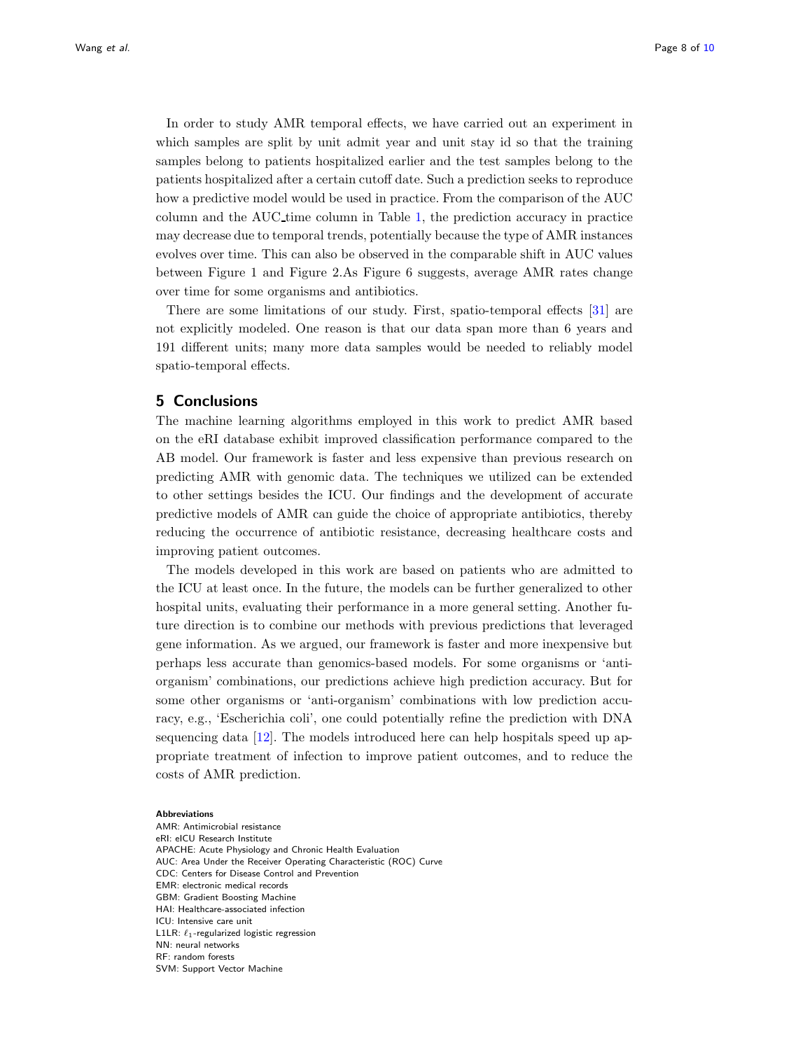In order to study AMR temporal effects, we have carried out an experiment in which samples are split by unit admit year and unit stay id so that the training samples belong to patients hospitalized earlier and the test samples belong to the patients hospitalized after a certain cutoff date. Such a prediction seeks to reproduce how a predictive model would be used in practice. From the comparison of the AUC column and the AUC_time column in Table 1, the prediction accuracy in practice may decrease due to temporal trends, potentially because the type of AMR instances evolves over time. This can also be observed in the comparable shift in AUC values between Figure 1 and Figure 2.As Figure 6 suggests, average AMR rates change over time for some organisms and antibiotics.

There are some limitations of our study. First, spatio-temporal effects [31] are not explicitly modeled. One reason is that our data span more than 6 years and 191 different units; many more data samples would be needed to reliably model spatio-temporal effects.

## 5 Conclusions

The machine learning algorithms employed in this work to predict AMR based on the eRI database exhibit improved classification performance compared to the AB model. Our framework is faster and less expensive than previous research on predicting AMR with genomic data. The techniques we utilized can be extended to other settings besides the ICU. Our findings and the development of accurate predictive models of AMR can guide the choice of appropriate antibiotics, thereby reducing the occurrence of antibiotic resistance, decreasing healthcare costs and improving patient outcomes.

The models developed in this work are based on patients who are admitted to the ICU at least once. In the future, the models can be further generalized to other hospital units, evaluating their performance in a more general setting. Another future direction is to combine our methods with previous predictions that leveraged gene information. As we argued, our framework is faster and more inexpensive but perhaps less accurate than genomics-based models. For some organisms or 'anti-organism' combinations, our predictions achieve high prediction accuracy. But for some other organisms or 'anti-organism' combinations with low prediction accuracy, e.g., 'Escherichia coli', one could potentially refine the prediction with DNA sequencing data [12]. The models introduced here can help hospitals speed up appropriate treatment of infection to improve patient outcomes, and to reduce the costs of AMR prediction.

**Abbreviations**

AMR: Antimicrobial resistance
eRI: eICU Research Institute
APACHE: Acute Physiology and Chronic Health Evaluation
AUC: Area Under the Receiver Operating Characteristic (ROC) Curve
CDC: Centers for Disease Control and Prevention
EMR: electronic medical records
GBM: Gradient Boosting Machine
HAI: Healthcare-associated infection
ICU: Intensive care unit
L1LR: $\ell_1$-regularized logistic regression
NN: neural networks
RF: random forests
SVM: Support Vector Machine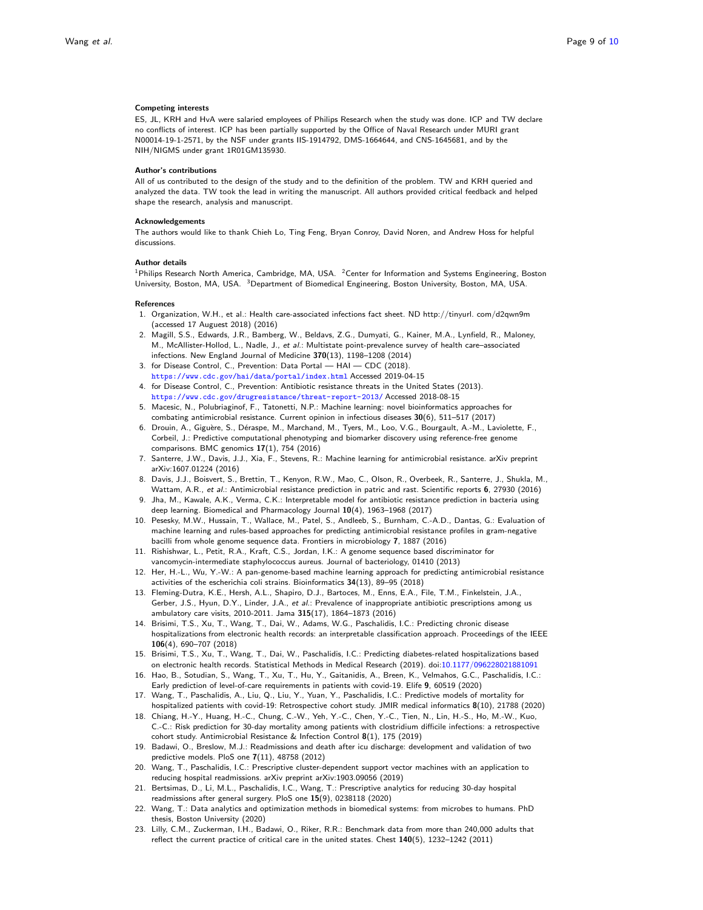#### Competing interests

ES, JL, KRH and HvA were salaried employees of Philips Research when the study was done. ICP and TW declare no conflicts of interest. ICP has been partially supported by the Office of Naval Research under MURI grant N00014-19-1-2571, by the NSF under grants IIS-1914792, DMS-1664644, and CNS-1645681, and by the NIH/NIGMS under grant 1R01GM135930.

#### Author's contributions

All of us contributed to the design of the study and to the definition of the problem. TW and KRH queried and analyzed the data. TW took the lead in writing the manuscript. All authors provided critical feedback and helped shape the research, analysis and manuscript.

#### Acknowledgements

The authors would like to thank Chieh Lo, Ting Feng, Bryan Conroy, David Noren, and Andrew Hoss for helpful discussions.

#### Author details

[1]Philips Research North America, Cambridge, MA, USA. [2]Center for Information and Systems Engineering, Boston University, Boston, MA, USA. [3]Department of Biomedical Engineering, Boston University, Boston, MA, USA.

#### References

1. Organization, W.H., et al.: Health care-associated infections fact sheet. ND http://tinyurl. com/d2qwn9m (accessed 17 August 2018) (2016)
2. Magill, S.S., Edwards, J.R., Bamberg, W., Beldavs, Z.G., Dumyati, G., Kainer, M.A., Lynfield, R., Maloney, M., McAllister-Hollod, L., Nadle, J., *et al.*: Multistate point-prevalence survey of health care–associated infections. New England Journal of Medicine **370**(13), 1198–1208 (2014)
3. for Disease Control, C., Prevention: Data Portal — HAI — CDC (2018). https://www.cdc.gov/hai/data/portal/index.html Accessed 2019-04-15
4. for Disease Control, C., Prevention: Antibiotic resistance threats in the United States (2013). https://www.cdc.gov/drugresistance/threat-report-2013/ Accessed 2018-08-15
5. Macesic, N., Polubriaginof, F., Tatonetti, N.P.: Machine learning: novel bioinformatics approaches for combating antimicrobial resistance. Current opinion in infectious diseases **30**(6), 511–517 (2017)
6. Drouin, A., Giguère, S., Déraspe, M., Marchand, M., Tyers, M., Loo, V.G., Bourgault, A.-M., Laviolette, F., Corbeil, J.: Predictive computational phenotyping and biomarker discovery using reference-free genome comparisons. BMC genomics **17**(1), 754 (2016)
7. Santerre, J.W., Davis, J.J., Xia, F., Stevens, R.: Machine learning for antimicrobial resistance. arXiv preprint arXiv:1607.01224 (2016)
8. Davis, J.J., Boisvert, S., Brettin, T., Kenyon, R.W., Mao, C., Olson, R., Overbeek, R., Santerre, J., Shukla, M., Wattam, A.R., *et al.*: Antimicrobial resistance prediction in patric and rast. Scientific reports **6**, 27930 (2016)
9. Jha, M., Kawale, A.K., Verma, C.K.: Interpretable model for antibiotic resistance prediction in bacteria using deep learning. Biomedical and Pharmacology Journal **10**(4), 1963–1968 (2017)
10. Pesesky, M.W., Hussain, T., Wallace, M., Patel, S., Andleeb, S., Burnham, C.-A.D., Dantas, G.: Evaluation of machine learning and rules-based approaches for predicting antimicrobial resistance profiles in gram-negative bacilli from whole genome sequence data. Frontiers in microbiology **7**, 1887 (2016)
11. Rishishwar, L., Petit, R.A., Kraft, C.S., Jordan, I.K.: A genome sequence based discriminator for vancomycin-intermediate staphylococcus aureus. Journal of bacteriology, 01410 (2013)
12. Her, H.-L., Wu, Y.-W.: A pan-genome-based machine learning approach for predicting antimicrobial resistance activities of the escherichia coli strains. Bioinformatics **34**(13), 89–95 (2018)
13. Fleming-Dutra, K.E., Hersh, A.L., Shapiro, D.J., Bartoces, M., Enns, E.A., File, T.M., Finkelstein, J.A., Gerber, J.S., Hyun, D.Y., Linder, J.A., *et al.*: Prevalence of inappropriate antibiotic prescriptions among us ambulatory care visits, 2010-2011. Jama **315**(17), 1864–1873 (2016)
14. Brisimi, T.S., Xu, T., Wang, T., Dai, W., Adams, W.G., Paschalidis, I.C.: Predicting chronic disease hospitalizations from electronic health records: an interpretable classification approach. Proceedings of the IEEE **106**(4), 690–707 (2018)
15. Brisimi, T.S., Xu, T., Wang, T., Dai, W., Paschalidis, I.C.: Predicting diabetes-related hospitalizations based on electronic health records. Statistical Methods in Medical Research (2019). doi:10.1177/0962280218810911
16. Hao, B., Sotudian, S., Wang, T., Xu, T., Hu, Y., Gaitanidis, A., Breen, K., Velmahos, G.C., Paschalidis, I.C.: Early prediction of level-of-care requirements in patients with covid-19. Elife **9**, 60519 (2020)
17. Wang, T., Paschalidis, A., Liu, Q., Liu, Y., Yuan, Y., Paschalidis, I.C.: Predictive models of mortality for hospitalized patients with covid-19: Retrospective cohort study. JMIR medical informatics **8**(10), 21788 (2020)
18. Chiang, H.-Y., Huang, H.-C., Chung, C.-W., Yeh, Y.-C., Chen, Y.-C., Tien, N., Lin, H.-S., Ho, M.-W., Kuo, C.-C.: Risk prediction for 30-day mortality among patients with clostridium difficile infections: a retrospective cohort study. Antimicrobial Resistance & Infection Control **8**(1), 175 (2019)
19. Badawi, O., Breslow, M.J.: Readmissions and death after icu discharge: development and validation of two predictive models. PloS one **7**(11), 48758 (2012)
20. Wang, T., Paschalidis, I.C.: Prescriptive cluster-dependent support vector machines with an application to reducing hospital readmissions. arXiv preprint arXiv:1903.09056 (2019)
21. Bertsimas, D., Li, M.L., Paschalidis, I.C., Wang, T.: Prescriptive analytics for reducing 30-day hospital readmissions after general surgery. PloS one **15**(9), 0238118 (2020)
22. Wang, T.: Data analytics and optimization methods in biomedical systems: from microbes to humans. PhD thesis, Boston University (2020)
23. Lilly, C.M., Zuckerman, I.H., Badawi, O., Riker, R.R.: Benchmark data from more than 240,000 adults that reflect the current practice of critical care in the united states. Chest **140**(5), 1232–1242 (2011)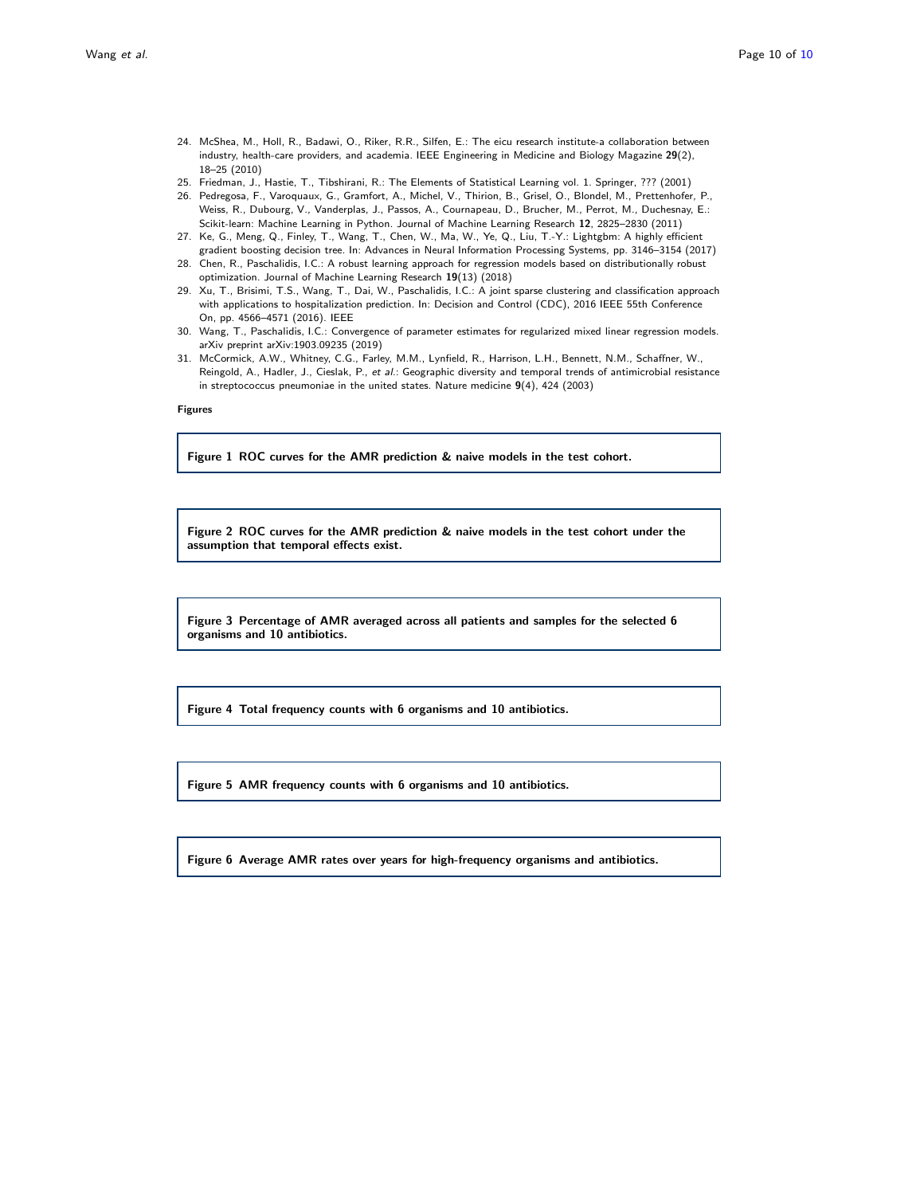24. McShea, M., Holl, R., Badawi, O., Riker, R.R., Silfen, E.: The eicu research institute-a collaboration between industry, health-care providers, and academia. IEEE Engineering in Medicine and Biology Magazine **29**(2), 18–25 (2010)
25. Friedman, J., Hastie, T., Tibshirani, R.: The Elements of Statistical Learning vol. 1. Springer, ??? (2001)
26. Pedregosa, F., Varoquaux, G., Gramfort, A., Michel, V., Thirion, B., Grisel, O., Blondel, M., Prettenhofer, P., Weiss, R., Dubourg, V., Vanderplas, J., Passos, A., Cournapeau, D., Brucher, M., Perrot, M., Duchesnay, E.: Scikit-learn: Machine Learning in Python. Journal of Machine Learning Research **12**, 2825–2830 (2011)
27. Ke, G., Meng, Q., Finley, T., Wang, T., Chen, W., Ma, W., Ye, Q., Liu, T.-Y.: Lightgbm: A highly efficient gradient boosting decision tree. In: Advances in Neural Information Processing Systems, pp. 3146–3154 (2017)
28. Chen, R., Paschalidis, I.C.: A robust learning approach for regression models based on distributionally robust optimization. Journal of Machine Learning Research **19**(13) (2018)
29. Xu, T., Brisimi, T.S., Wang, T., Dai, W., Paschalidis, I.C.: A joint sparse clustering and classification approach with applications to hospitalization prediction. In: Decision and Control (CDC), 2016 IEEE 55th Conference On, pp. 4566–4571 (2016). IEEE
30. Wang, T., Paschalidis, I.C.: Convergence of parameter estimates for regularized mixed linear regression models. arXiv preprint arXiv:1903.09235 (2019)
31. McCormick, A.W., Whitney, C.G., Farley, M.M., Lynfield, R., Harrison, L.H., Bennett, N.M., Schaffner, W., Reingold, A., Hadler, J., Cieslak, P., *et al.*: Geographic diversity and temporal trends of antimicrobial resistance in streptococcus pneumoniae in the united states. Nature medicine **9**(4), 424 (2003)

**Figures**

**Figure 1 ROC curves for the AMR prediction & naive models in the test cohort.**

**Figure 2 ROC curves for the AMR prediction & naive models in the test cohort under the assumption that temporal effects exist.**

**Figure 3 Percentage of AMR averaged across all patients and samples for the selected 6 organisms and 10 antibiotics.**

**Figure 4 Total frequency counts with 6 organisms and 10 antibiotics.**

**Figure 5 AMR frequency counts with 6 organisms and 10 antibiotics.**

**Figure 6 Average AMR rates over years for high-frequency organisms and antibiotics.**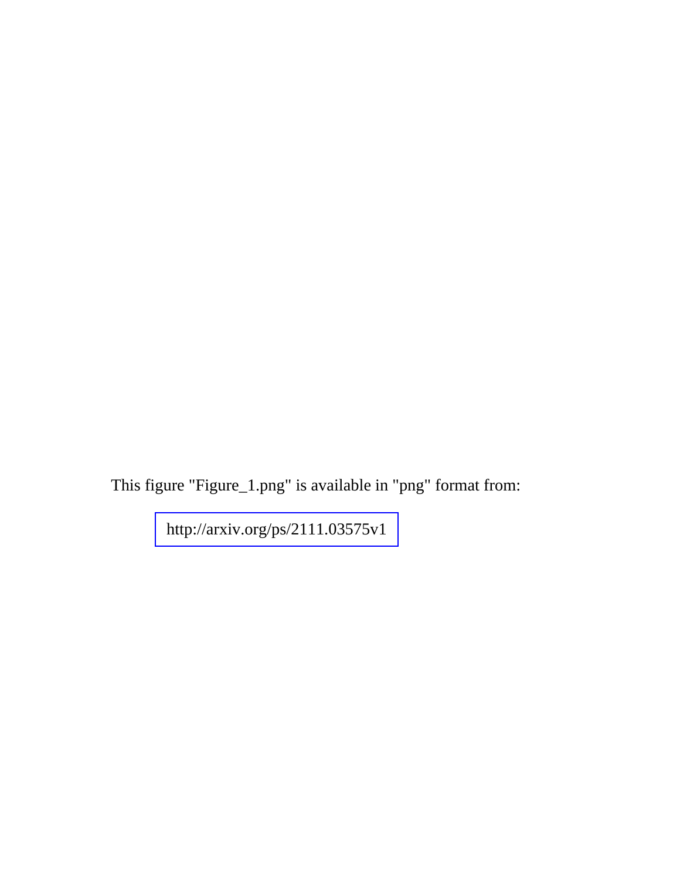This figure "Figure_1.png" is available in "png" format from:

http://arxiv.org/ps/2111.03575v1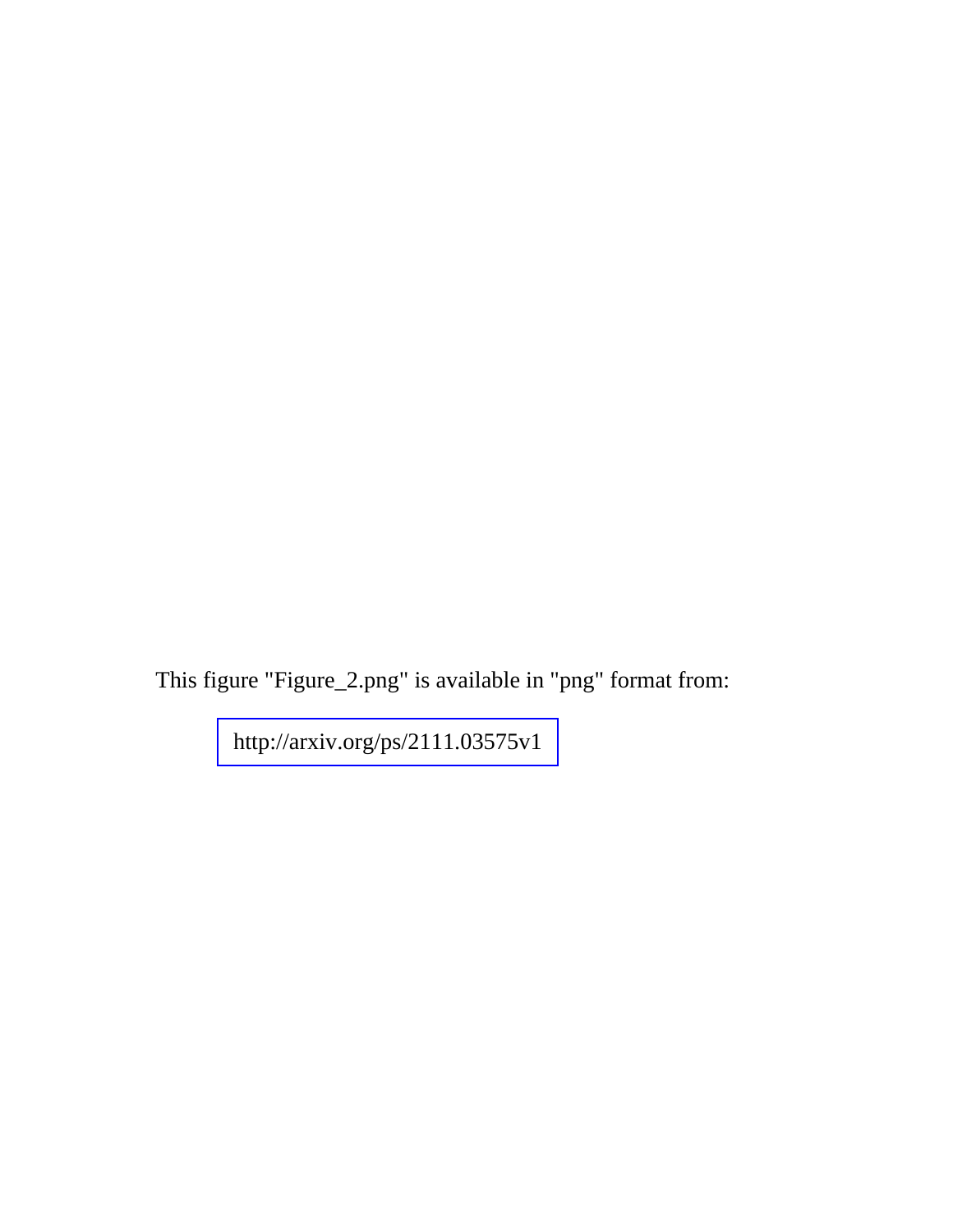This figure "Figure_2.png" is available in "png" format from:

http://arxiv.org/ps/2111.03575v1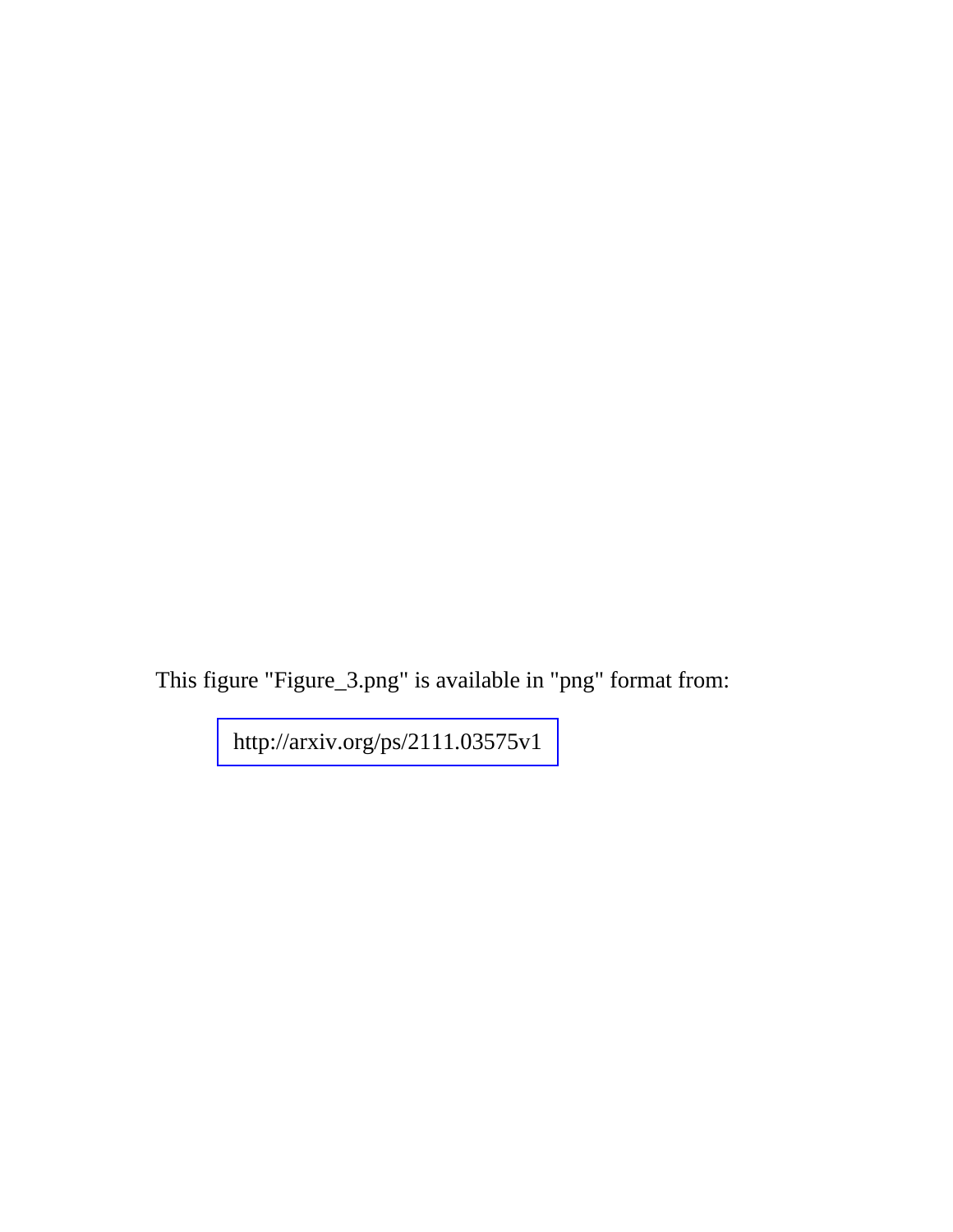This figure "Figure_3.png" is available in "png" format from:

http://arxiv.org/ps/2111.03575v1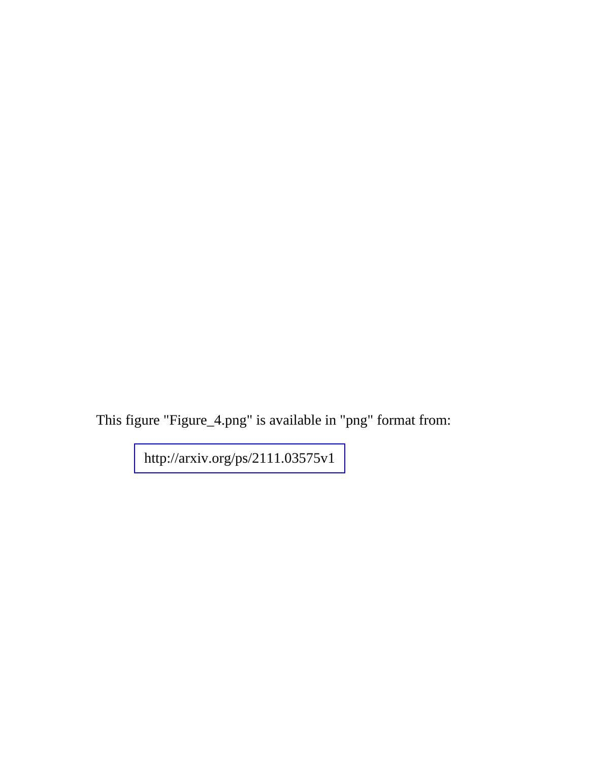This figure "Figure_4.png" is available in "png" format from:

http://arxiv.org/ps/2111.03575v1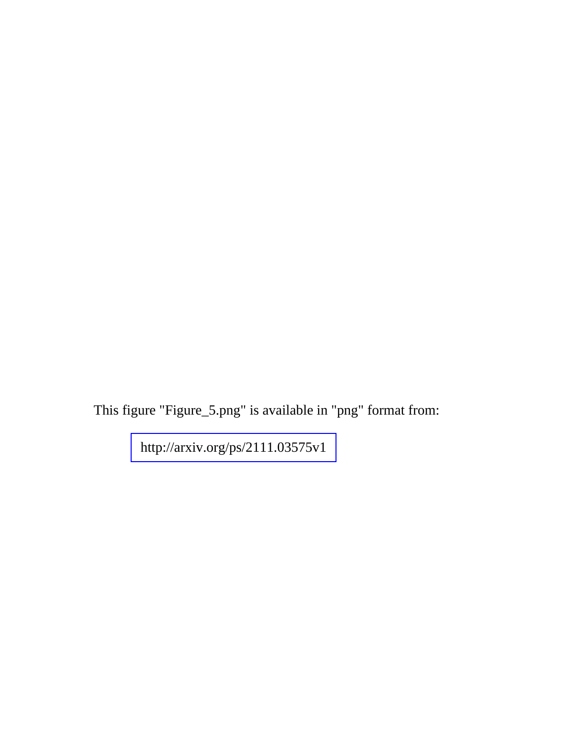This figure "Figure_5.png" is available in "png" format from:

http://arxiv.org/ps/2111.03575v1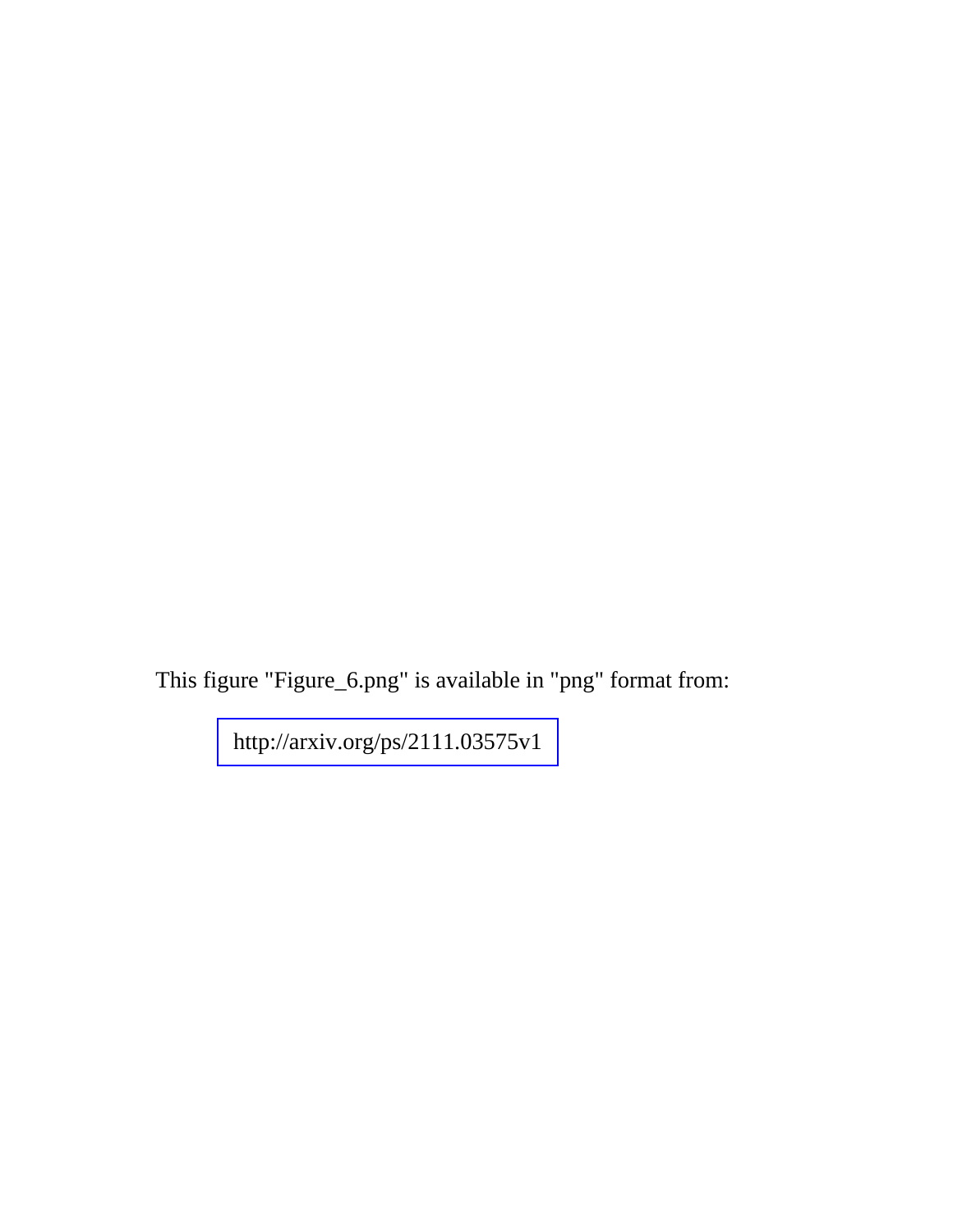This figure "Figure_6.png" is available in "png" format from:

http://arxiv.org/ps/2111.03575v1